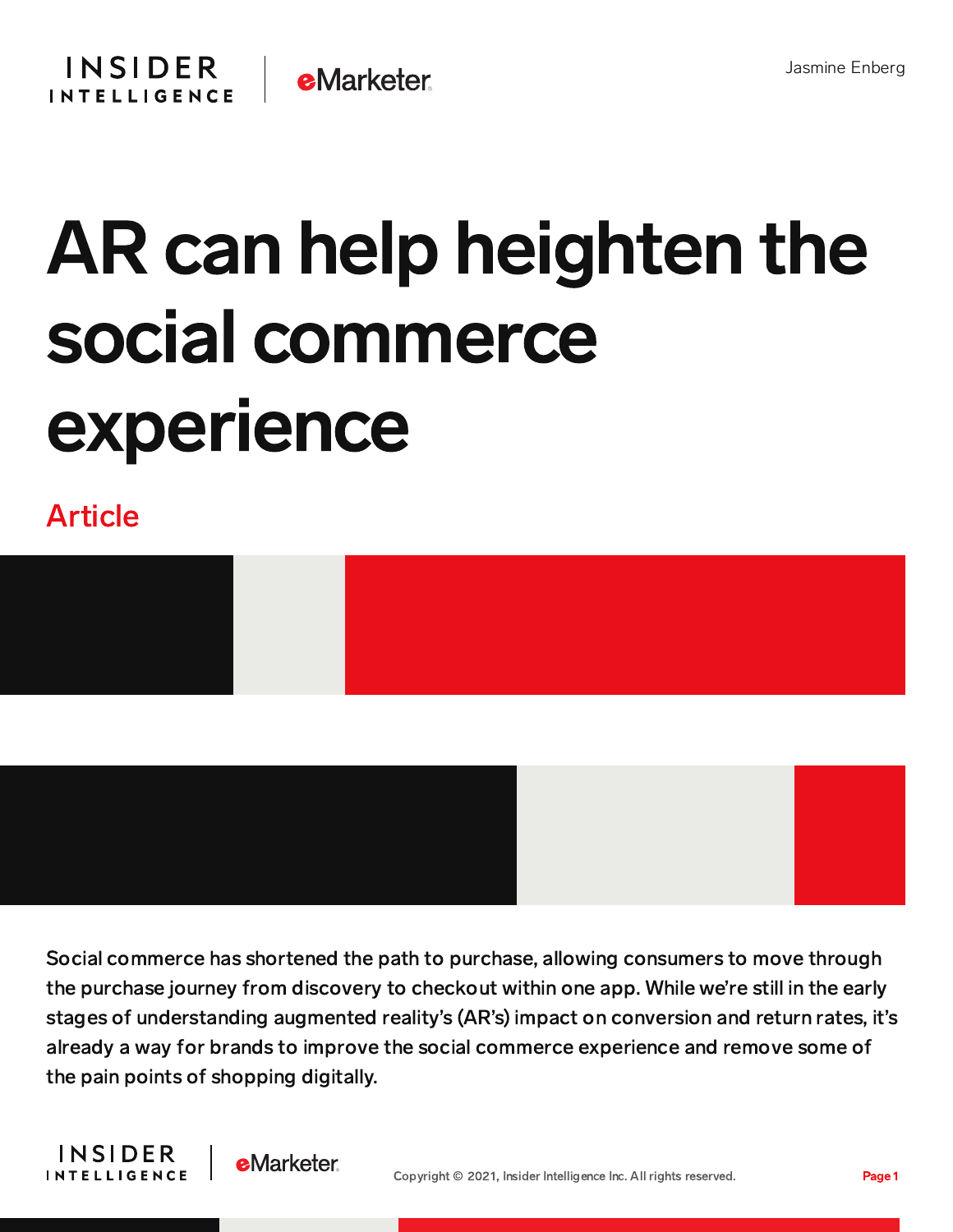Jasmine Enberg

# AR can help heighten the social commerce experience

Article

Social commerce has shortened the path to purchase, allowing consumers to move through the purchase journey from discovery to checkout within one app. While we're still in the early stages of understanding augmented reality's (AR's) impact on conversion and return rates, it's already a way for brands to improve the social commerce experience and remove some of the pain points of shopping digitally.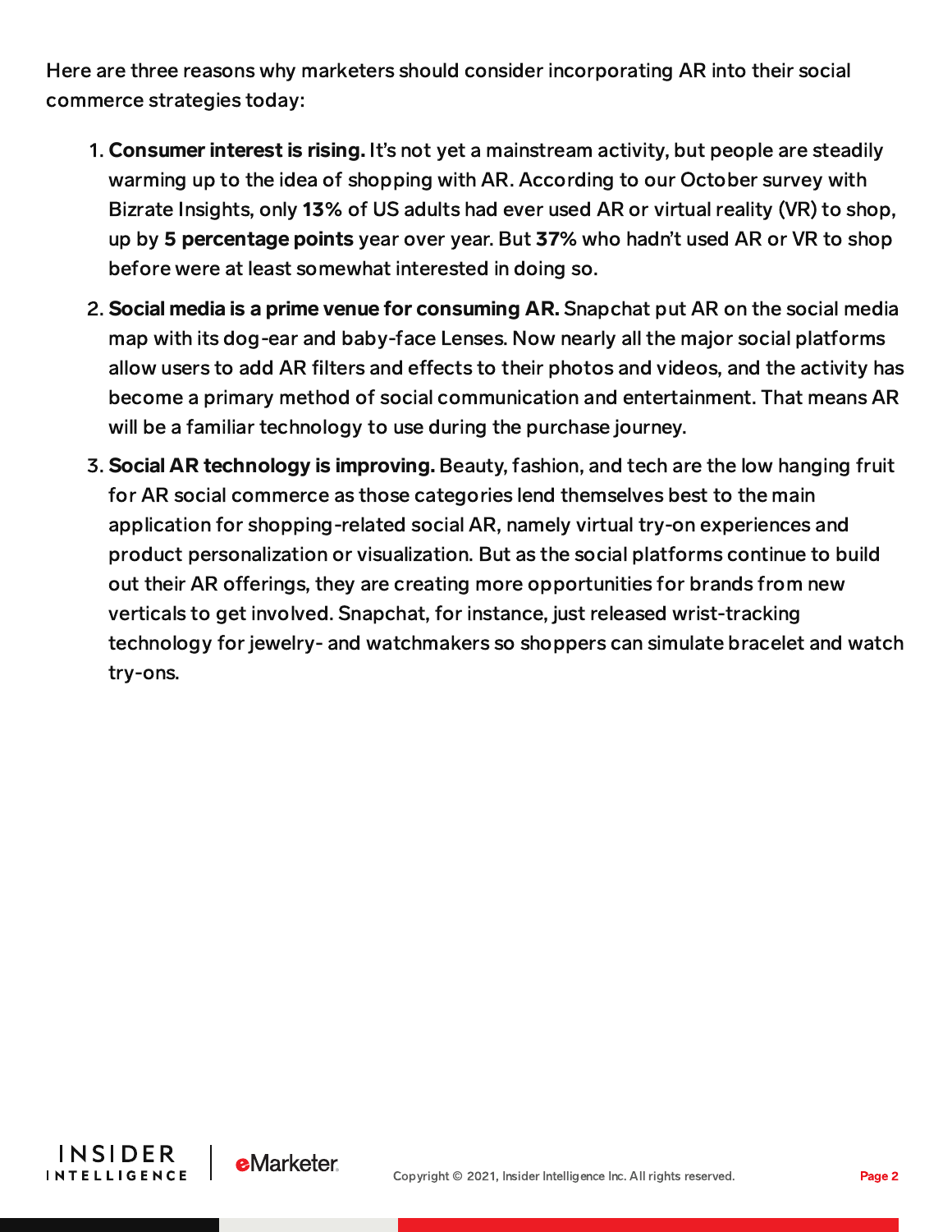Here are three reasons why marketers should consider incorporating AR into their social commerce strategies today:

1. **Consumer interest is rising.** It's not yet a mainstream activity, but people are steadily warming up to the idea of shopping with AR. According to our October survey with Bizrate Insights, only **13%** of US adults had ever used AR or virtual reality (VR) to shop, up by **5 percentage points** year over year. But **37%** who hadn't used AR or VR to shop before were at least somewhat interested in doing so.
2. **Social media is a prime venue for consuming AR.** Snapchat put AR on the social media map with its dog-ear and baby-face Lenses. Now nearly all the major social platforms allow users to add AR filters and effects to their photos and videos, and the activity has become a primary method of social communication and entertainment. That means AR will be a familiar technology to use during the purchase journey.
3. **Social AR technology is improving.** Beauty, fashion, and tech are the low hanging fruit for AR social commerce as those categories lend themselves best to the main application for shopping-related social AR, namely virtual try-on experiences and product personalization or visualization. But as the social platforms continue to build out their AR offerings, they are creating more opportunities for brands from new verticals to get involved. Snapchat, for instance, just released wrist-tracking technology for jewelry- and watchmakers so shoppers can simulate bracelet and watch try-ons.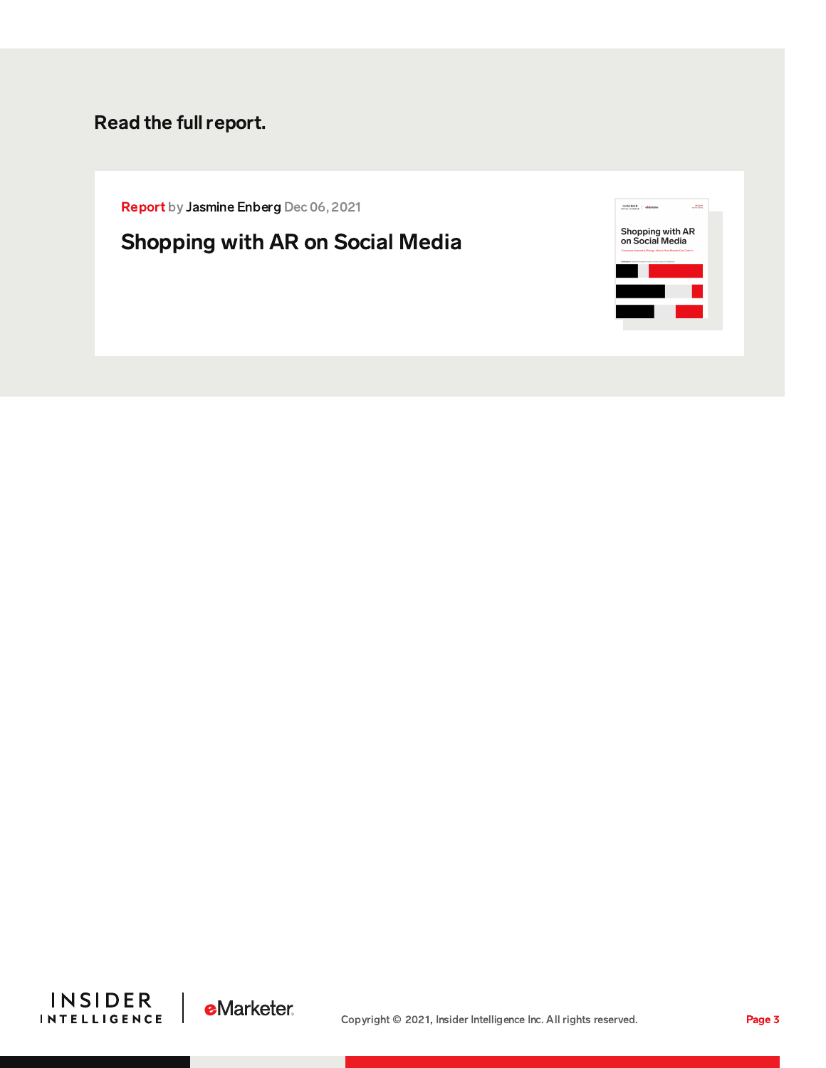**Read the full report.**

Report by Jasmine Enberg Dec 06, 2021

## Shopping with AR on Social Media

Copyright © 2021, Insider Intelligence Inc. All rights reserved.